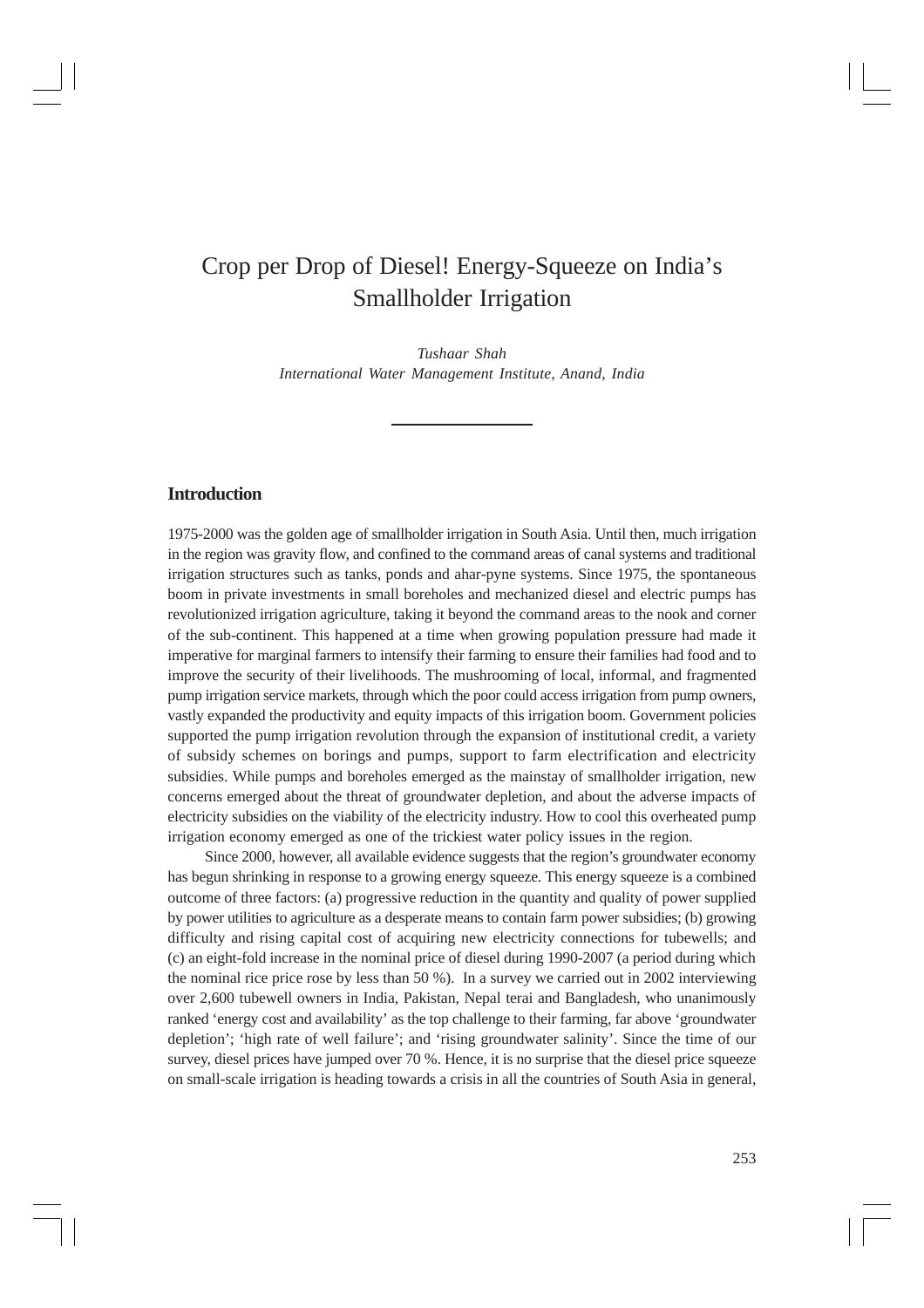# Crop per Drop of Diesel! Energy-Squeeze on India's Smallholder Irrigation

*Tushaar Shah*
*International Water Management Institute, Anand, India*

## Introduction

1975-2000 was the golden age of smallholder irrigation in South Asia. Until then, much irrigation in the region was gravity flow, and confined to the command areas of canal systems and traditional irrigation structures such as tanks, ponds and ahar-pyne systems. Since 1975, the spontaneous boom in private investments in small boreholes and mechanized diesel and electric pumps has revolutionized irrigation agriculture, taking it beyond the command areas to the nook and corner of the sub-continent. This happened at a time when growing population pressure had made it imperative for marginal farmers to intensify their farming to ensure their families had food and to improve the security of their livelihoods. The mushrooming of local, informal, and fragmented pump irrigation service markets, through which the poor could access irrigation from pump owners, vastly expanded the productivity and equity impacts of this irrigation boom. Government policies supported the pump irrigation revolution through the expansion of institutional credit, a variety of subsidy schemes on borings and pumps, support to farm electrification and electricity subsidies. While pumps and boreholes emerged as the mainstay of smallholder irrigation, new concerns emerged about the threat of groundwater depletion, and about the adverse impacts of electricity subsidies on the viability of the electricity industry. How to cool this overheated pump irrigation economy emerged as one of the trickiest water policy issues in the region.

Since 2000, however, all available evidence suggests that the region's groundwater economy has begun shrinking in response to a growing energy squeeze. This energy squeeze is a combined outcome of three factors: (a) progressive reduction in the quantity and quality of power supplied by power utilities to agriculture as a desperate means to contain farm power subsidies; (b) growing difficulty and rising capital cost of acquiring new electricity connections for tubewells; and (c) an eight-fold increase in the nominal price of diesel during 1990-2007 (a period during which the nominal rice price rose by less than 50 %). In a survey we carried out in 2002 interviewing over 2,600 tubewell owners in India, Pakistan, Nepal terai and Bangladesh, who unanimously ranked 'energy cost and availability' as the top challenge to their farming, far above 'groundwater depletion'; 'high rate of well failure'; and 'rising groundwater salinity'. Since the time of our survey, diesel prices have jumped over 70 %. Hence, it is no surprise that the diesel price squeeze on small-scale irrigation is heading towards a crisis in all the countries of South Asia in general,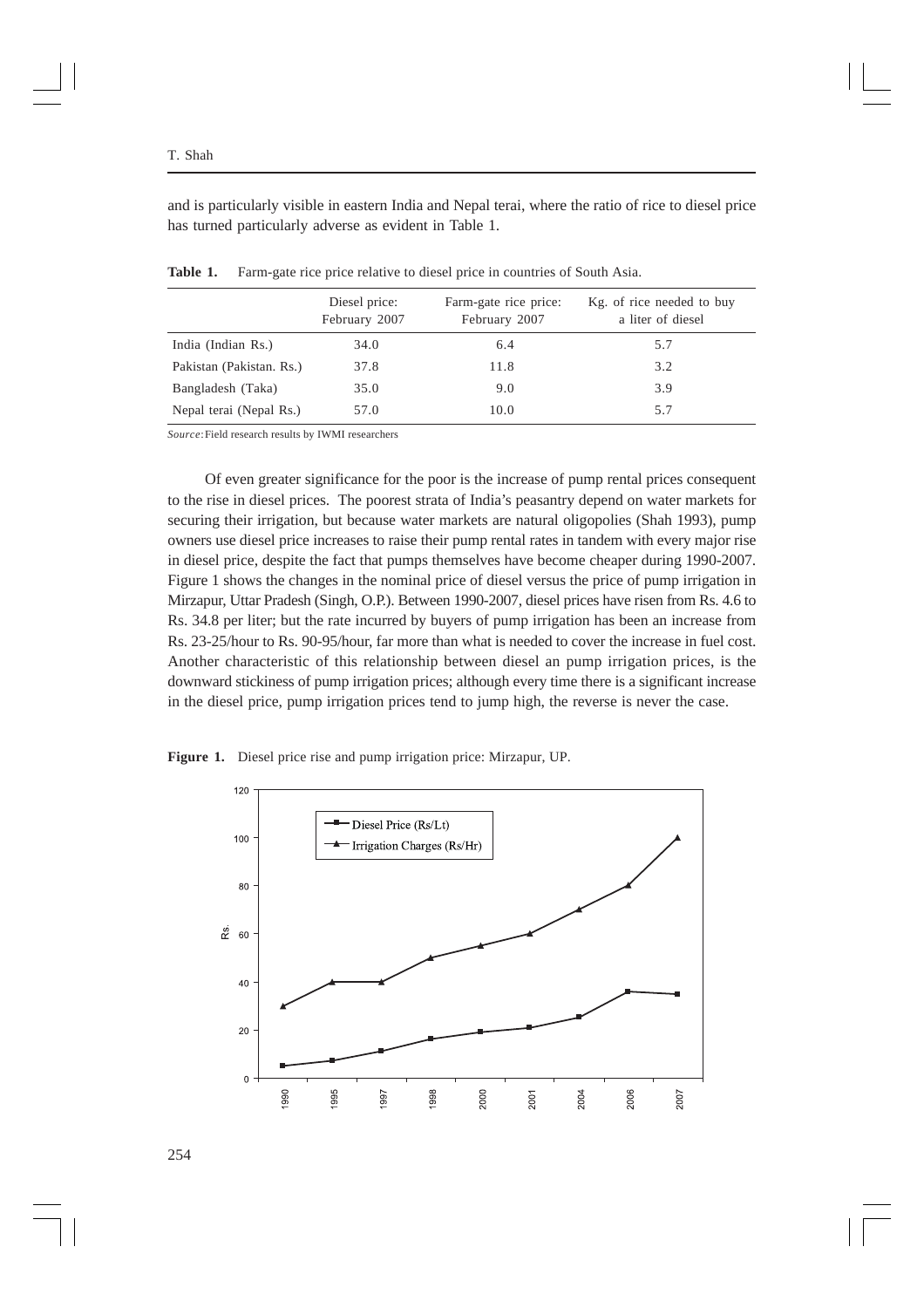and is particularly visible in eastern India and Nepal terai, where the ratio of rice to diesel price has turned particularly adverse as evident in Table 1.

**Table 1.** Farm-gate rice price relative to diesel price in countries of South Asia.

| | Diesel price: February 2007 | Farm-gate rice price: February 2007 | Kg. of rice needed to buy a liter of diesel |
|---|---|---|---|
| India (Indian Rs.) | 34.0 | 6.4 | 5.7 |
| Pakistan (Pakistan. Rs.) | 37.8 | 11.8 | 3.2 |
| Bangladesh (Taka) | 35.0 | 9.0 | 3.9 |
| Nepal terai (Nepal Rs.) | 57.0 | 10.0 | 5.7 |

*Source*: Field research results by IWMI researchers

Of even greater significance for the poor is the increase of pump rental prices consequent to the rise in diesel prices. The poorest strata of India's peasantry depend on water markets for securing their irrigation, but because water markets are natural oligopolies (Shah 1993), pump owners use diesel price increases to raise their pump rental rates in tandem with every major rise in diesel price, despite the fact that pumps themselves have become cheaper during 1990-2007. Figure 1 shows the changes in the nominal price of diesel versus the price of pump irrigation in Mirzapur, Uttar Pradesh (Singh, O.P.). Between 1990-2007, diesel prices have risen from Rs. 4.6 to Rs. 34.8 per liter; but the rate incurred by buyers of pump irrigation has been an increase from Rs. 23-25/hour to Rs. 90-95/hour, far more than what is needed to cover the increase in fuel cost. Another characteristic of this relationship between diesel an pump irrigation prices, is the downward stickiness of pump irrigation prices; although every time there is a significant increase in the diesel price, pump irrigation prices tend to jump high, the reverse is never the case.

**Figure 1.** Diesel price rise and pump irrigation price: Mirzapur, UP.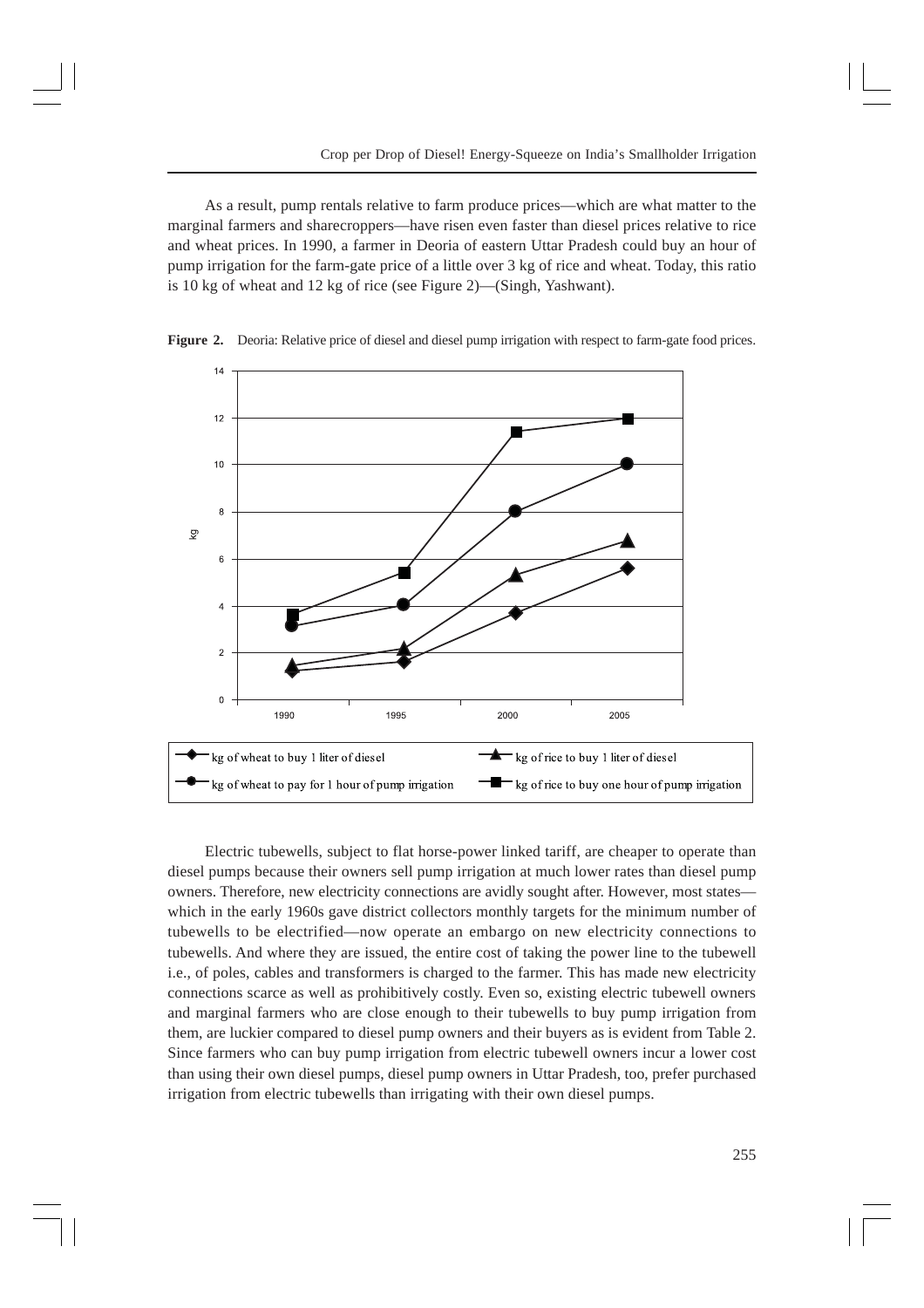As a result, pump rentals relative to farm produce prices—which are what matter to the marginal farmers and sharecroppers—have risen even faster than diesel prices relative to rice and wheat prices. In 1990, a farmer in Deoria of eastern Uttar Pradesh could buy an hour of pump irrigation for the farm-gate price of a little over 3 kg of rice and wheat. Today, this ratio is 10 kg of wheat and 12 kg of rice (see Figure 2)—(Singh, Yashwant).

**Figure 2.** Deoria: Relative price of diesel and diesel pump irrigation with respect to farm-gate food prices.

Electric tubewells, subject to flat horse-power linked tariff, are cheaper to operate than diesel pumps because their owners sell pump irrigation at much lower rates than diesel pump owners. Therefore, new electricity connections are avidly sought after. However, most states—which in the early 1960s gave district collectors monthly targets for the minimum number of tubewells to be electrified—now operate an embargo on new electricity connections to tubewells. And where they are issued, the entire cost of taking the power line to the tubewell i.e., of poles, cables and transformers is charged to the farmer. This has made new electricity connections scarce as well as prohibitively costly. Even so, existing electric tubewell owners and marginal farmers who are close enough to their tubewells to buy pump irrigation from them, are luckier compared to diesel pump owners and their buyers as is evident from Table 2. Since farmers who can buy pump irrigation from electric tubewell owners incur a lower cost than using their own diesel pumps, diesel pump owners in Uttar Pradesh, too, prefer purchased irrigation from electric tubewells than irrigating with their own diesel pumps.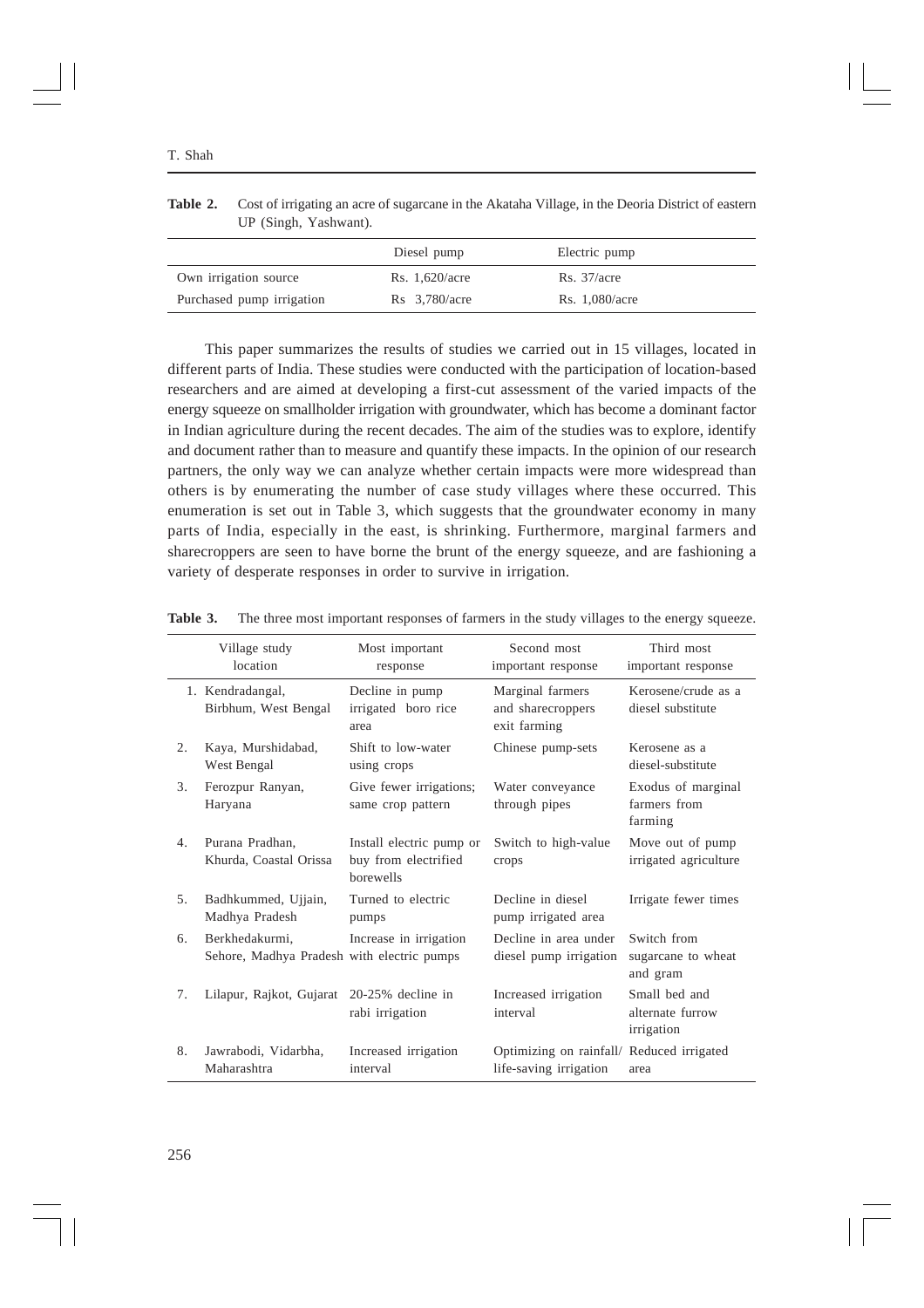**Table 2.** Cost of irrigating an acre of sugarcane in the Akataha Village, in the Deoria District of eastern UP (Singh, Yashwant).

| | Diesel pump | Electric pump |
|---|---|---|
| Own irrigation source | Rs. 1,620/acre | Rs. 37/acre |
| Purchased pump irrigation | Rs 3,780/acre | Rs. 1,080/acre |

This paper summarizes the results of studies we carried out in 15 villages, located in different parts of India. These studies were conducted with the participation of location-based researchers and are aimed at developing a first-cut assessment of the varied impacts of the energy squeeze on smallholder irrigation with groundwater, which has become a dominant factor in Indian agriculture during the recent decades. The aim of the studies was to explore, identify and document rather than to measure and quantify these impacts. In the opinion of our research partners, the only way we can analyze whether certain impacts were more widespread than others is by enumerating the number of case study villages where these occurred. This enumeration is set out in Table 3, which suggests that the groundwater economy in many parts of India, especially in the east, is shrinking. Furthermore, marginal farmers and sharecroppers are seen to have borne the brunt of the energy squeeze, and are fashioning a variety of desperate responses in order to survive in irrigation.

**Table 3.** The three most important responses of farmers in the study villages to the energy squeeze.

| | Village study location | Most important response | Second most important response | Third most important response |
|---|---|---|---|---|
| 1. | Kendradangal, Birbhum, West Bengal | Decline in pump irrigated boro rice area | Marginal farmers and sharecroppers exit farming | Kerosene/crude as a diesel substitute |
| 2. | Kaya, Murshidabad, West Bengal | Shift to low-water using crops | Chinese pump-sets | Kerosene as a diesel-substitute |
| 3. | Ferozpur Ranyan, Haryana | Give fewer irrigations; same crop pattern | Water conveyance through pipes | Exodus of marginal farmers from farming |
| 4. | Purana Pradhan, Khurda, Coastal Orissa | Install electric pump or buy from electrified borewells | Switch to high-value crops | Move out of pump irrigated agriculture |
| 5. | Badhkummed, Ujjain, Madhya Pradesh | Turned to electric pumps | Decline in diesel pump irrigated area | Irrigate fewer times |
| 6. | Berkhedakurmi, Sehore, Madhya Pradesh | Increase in irrigation with electric pumps | Decline in area under diesel pump irrigation | Switch from sugarcane to wheat and gram |
| 7. | Lilapur, Rajkot, Gujarat | 20-25% decline in rabi irrigation | Increased irrigation interval | Small bed and alternate furrow irrigation |
| 8. | Jawrabodi, Vidarbha, Maharashtra | Increased irrigation interval | Optimizing on rainfall/ life-saving irrigation | Reduced irrigated area |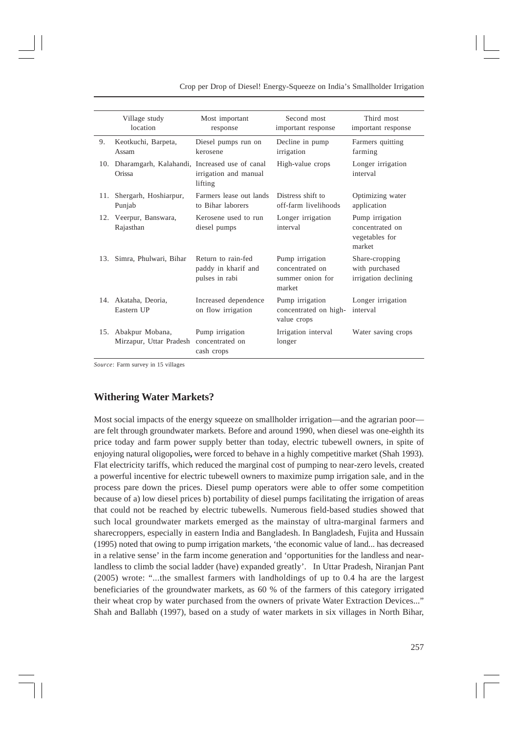| | Village study location | Most important response | Second most important response | Third most important response |
|---|---|---|---|---|
| 9. | Keotkuchi, Barpeta, Assam | Diesel pumps run on kerosene | Decline in pump irrigation | Farmers quitting farming |
| 10. | Dharamgarh, Kalahandi, Orissa | Increased use of canal irrigation and manual lifting | High-value crops | Longer irrigation interval |
| 11. | Shergarh, Hoshiarpur, Punjab | Farmers lease out lands to Bihar laborers | Distress shift to off-farm livelihoods | Optimizing water application |
| 12. | Veerpur, Banswara, Rajasthan | Kerosene used to run diesel pumps | Longer irrigation interval | Pump irrigation concentrated on vegetables for market |
| 13. | Simra, Phulwari, Bihar | Return to rain-fed paddy in kharif and pulses in rabi | Pump irrigation concentrated on summer onion for market | Share-cropping with purchased irrigation declining |
| 14. | Akataha, Deoria, Eastern UP | Increased dependence on flow irrigation | Pump irrigation concentrated on high-value crops | Longer irrigation interval |
| 15. | Abakpur Mobana, Mirzapur, Uttar Pradesh | Pump irrigation concentrated on cash crops | Irrigation interval longer | Water saving crops |

*Source*: Farm survey in 15 villages

## Withering Water Markets?

Most social impacts of the energy squeeze on smallholder irrigation—and the agrarian poor—are felt through groundwater markets. Before and around 1990, when diesel was one-eighth its price today and farm power supply better than today, electric tubewell owners, in spite of enjoying natural oligopolies**,** were forced to behave in a highly competitive market (Shah 1993). Flat electricity tariffs, which reduced the marginal cost of pumping to near-zero levels, created a powerful incentive for electric tubewell owners to maximize pump irrigation sale, and in the process pare down the prices. Diesel pump operators were able to offer some competition because of a) low diesel prices b) portability of diesel pumps facilitating the irrigation of areas that could not be reached by electric tubewells. Numerous field-based studies showed that such local groundwater markets emerged as the mainstay of ultra-marginal farmers and sharecroppers, especially in eastern India and Bangladesh. In Bangladesh, Fujita and Hussain (1995) noted that owing to pump irrigation markets, 'the economic value of land... has decreased in a relative sense' in the farm income generation and 'opportunities for the landless and near-landless to climb the social ladder (have) expanded greatly'. In Uttar Pradesh, Niranjan Pant (2005) wrote: "...the smallest farmers with landholdings of up to 0.4 ha are the largest beneficiaries of the groundwater markets, as 60 % of the farmers of this category irrigated their wheat crop by water purchased from the owners of private Water Extraction Devices..." Shah and Ballabh (1997), based on a study of water markets in six villages in North Bihar,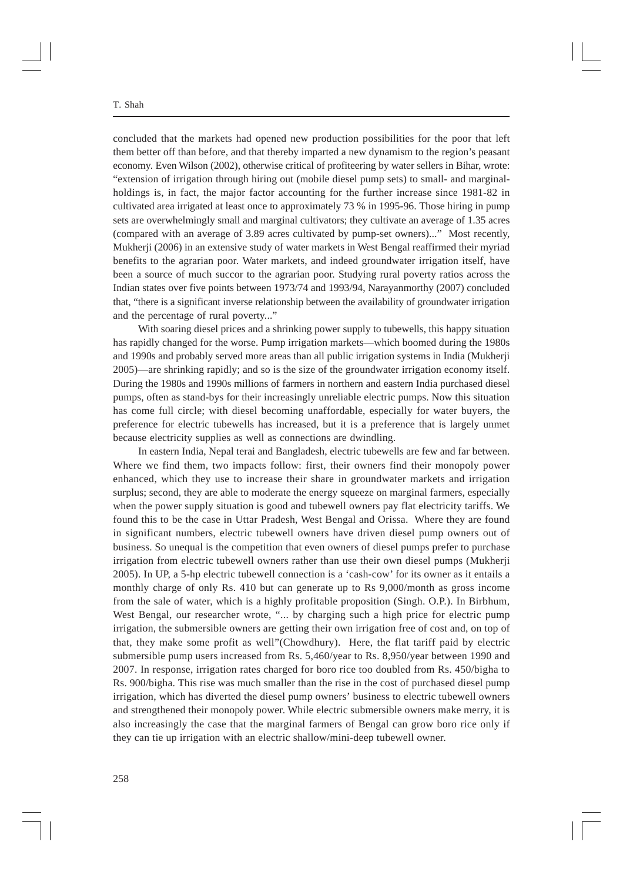concluded that the markets had opened new production possibilities for the poor that left them better off than before, and that thereby imparted a new dynamism to the region's peasant economy. Even Wilson (2002), otherwise critical of profiteering by water sellers in Bihar, wrote: "extension of irrigation through hiring out (mobile diesel pump sets) to small- and marginal-holdings is, in fact, the major factor accounting for the further increase since 1981-82 in cultivated area irrigated at least once to approximately 73 % in 1995-96. Those hiring in pump sets are overwhelmingly small and marginal cultivators; they cultivate an average of 1.35 acres (compared with an average of 3.89 acres cultivated by pump-set owners)..." Most recently, Mukherji (2006) in an extensive study of water markets in West Bengal reaffirmed their myriad benefits to the agrarian poor. Water markets, and indeed groundwater irrigation itself, have been a source of much succor to the agrarian poor. Studying rural poverty ratios across the Indian states over five points between 1973/74 and 1993/94, Narayanmorthy (2007) concluded that, "there is a significant inverse relationship between the availability of groundwater irrigation and the percentage of rural poverty..."

With soaring diesel prices and a shrinking power supply to tubewells, this happy situation has rapidly changed for the worse. Pump irrigation markets—which boomed during the 1980s and 1990s and probably served more areas than all public irrigation systems in India (Mukherji 2005)—are shrinking rapidly; and so is the size of the groundwater irrigation economy itself. During the 1980s and 1990s millions of farmers in northern and eastern India purchased diesel pumps, often as stand-bys for their increasingly unreliable electric pumps. Now this situation has come full circle; with diesel becoming unaffordable, especially for water buyers, the preference for electric tubewells has increased, but it is a preference that is largely unmet because electricity supplies as well as connections are dwindling.

In eastern India, Nepal terai and Bangladesh, electric tubewells are few and far between. Where we find them, two impacts follow: first, their owners find their monopoly power enhanced, which they use to increase their share in groundwater markets and irrigation surplus; second, they are able to moderate the energy squeeze on marginal farmers, especially when the power supply situation is good and tubewell owners pay flat electricity tariffs. We found this to be the case in Uttar Pradesh, West Bengal and Orissa. Where they are found in significant numbers, electric tubewell owners have driven diesel pump owners out of business. So unequal is the competition that even owners of diesel pumps prefer to purchase irrigation from electric tubewell owners rather than use their own diesel pumps (Mukherji 2005). In UP, a 5-hp electric tubewell connection is a 'cash-cow' for its owner as it entails a monthly charge of only Rs. 410 but can generate up to Rs 9,000/month as gross income from the sale of water, which is a highly profitable proposition (Singh. O.P.). In Birbhum, West Bengal, our researcher wrote, "... by charging such a high price for electric pump irrigation, the submersible owners are getting their own irrigation free of cost and, on top of that, they make some profit as well"(Chowdhury). Here, the flat tariff paid by electric submersible pump users increased from Rs. 5,460/year to Rs. 8,950/year between 1990 and 2007. In response, irrigation rates charged for boro rice too doubled from Rs. 450/bigha to Rs. 900/bigha. This rise was much smaller than the rise in the cost of purchased diesel pump irrigation, which has diverted the diesel pump owners' business to electric tubewell owners and strengthened their monopoly power. While electric submersible owners make merry, it is also increasingly the case that the marginal farmers of Bengal can grow boro rice only if they can tie up irrigation with an electric shallow/mini-deep tubewell owner.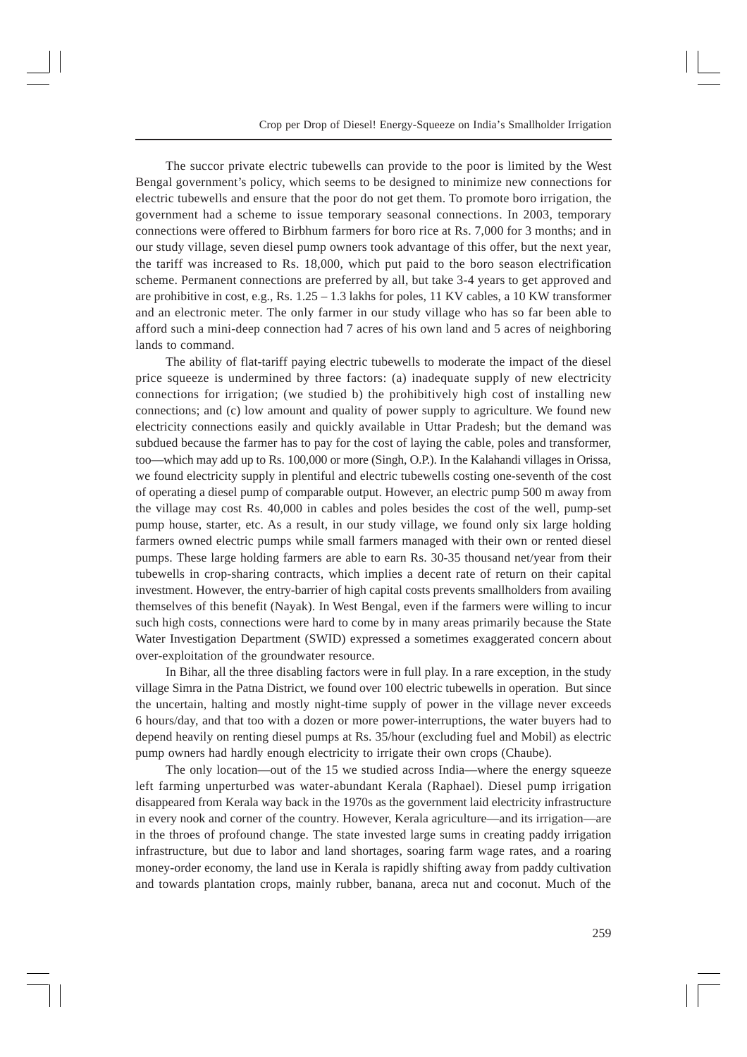The succor private electric tubewells can provide to the poor is limited by the West Bengal government's policy, which seems to be designed to minimize new connections for electric tubewells and ensure that the poor do not get them. To promote boro irrigation, the government had a scheme to issue temporary seasonal connections. In 2003, temporary connections were offered to Birbhum farmers for boro rice at Rs. 7,000 for 3 months; and in our study village, seven diesel pump owners took advantage of this offer, but the next year, the tariff was increased to Rs. 18,000, which put paid to the boro season electrification scheme. Permanent connections are preferred by all, but take 3-4 years to get approved and are prohibitive in cost, e.g., Rs. 1.25 – 1.3 lakhs for poles, 11 KV cables, a 10 KW transformer and an electronic meter. The only farmer in our study village who has so far been able to afford such a mini-deep connection had 7 acres of his own land and 5 acres of neighboring lands to command.

The ability of flat-tariff paying electric tubewells to moderate the impact of the diesel price squeeze is undermined by three factors: (a) inadequate supply of new electricity connections for irrigation; (we studied b) the prohibitively high cost of installing new connections; and (c) low amount and quality of power supply to agriculture. We found new electricity connections easily and quickly available in Uttar Pradesh; but the demand was subdued because the farmer has to pay for the cost of laying the cable, poles and transformer, too—which may add up to Rs. 100,000 or more (Singh, O.P.). In the Kalahandi villages in Orissa, we found electricity supply in plentiful and electric tubewells costing one-seventh of the cost of operating a diesel pump of comparable output. However, an electric pump 500 m away from the village may cost Rs. 40,000 in cables and poles besides the cost of the well, pump-set pump house, starter, etc. As a result, in our study village, we found only six large holding farmers owned electric pumps while small farmers managed with their own or rented diesel pumps. These large holding farmers are able to earn Rs. 30-35 thousand net/year from their tubewells in crop-sharing contracts, which implies a decent rate of return on their capital investment. However, the entry-barrier of high capital costs prevents smallholders from availing themselves of this benefit (Nayak). In West Bengal, even if the farmers were willing to incur such high costs, connections were hard to come by in many areas primarily because the State Water Investigation Department (SWID) expressed a sometimes exaggerated concern about over-exploitation of the groundwater resource.

In Bihar, all the three disabling factors were in full play. In a rare exception, in the study village Simra in the Patna District, we found over 100 electric tubewells in operation. But since the uncertain, halting and mostly night-time supply of power in the village never exceeds 6 hours/day, and that too with a dozen or more power-interruptions, the water buyers had to depend heavily on renting diesel pumps at Rs. 35/hour (excluding fuel and Mobil) as electric pump owners had hardly enough electricity to irrigate their own crops (Chaube).

The only location—out of the 15 we studied across India—where the energy squeeze left farming unperturbed was water-abundant Kerala (Raphael). Diesel pump irrigation disappeared from Kerala way back in the 1970s as the government laid electricity infrastructure in every nook and corner of the country. However, Kerala agriculture—and its irrigation—are in the throes of profound change. The state invested large sums in creating paddy irrigation infrastructure, but due to labor and land shortages, soaring farm wage rates, and a roaring money-order economy, the land use in Kerala is rapidly shifting away from paddy cultivation and towards plantation crops, mainly rubber, banana, areca nut and coconut. Much of the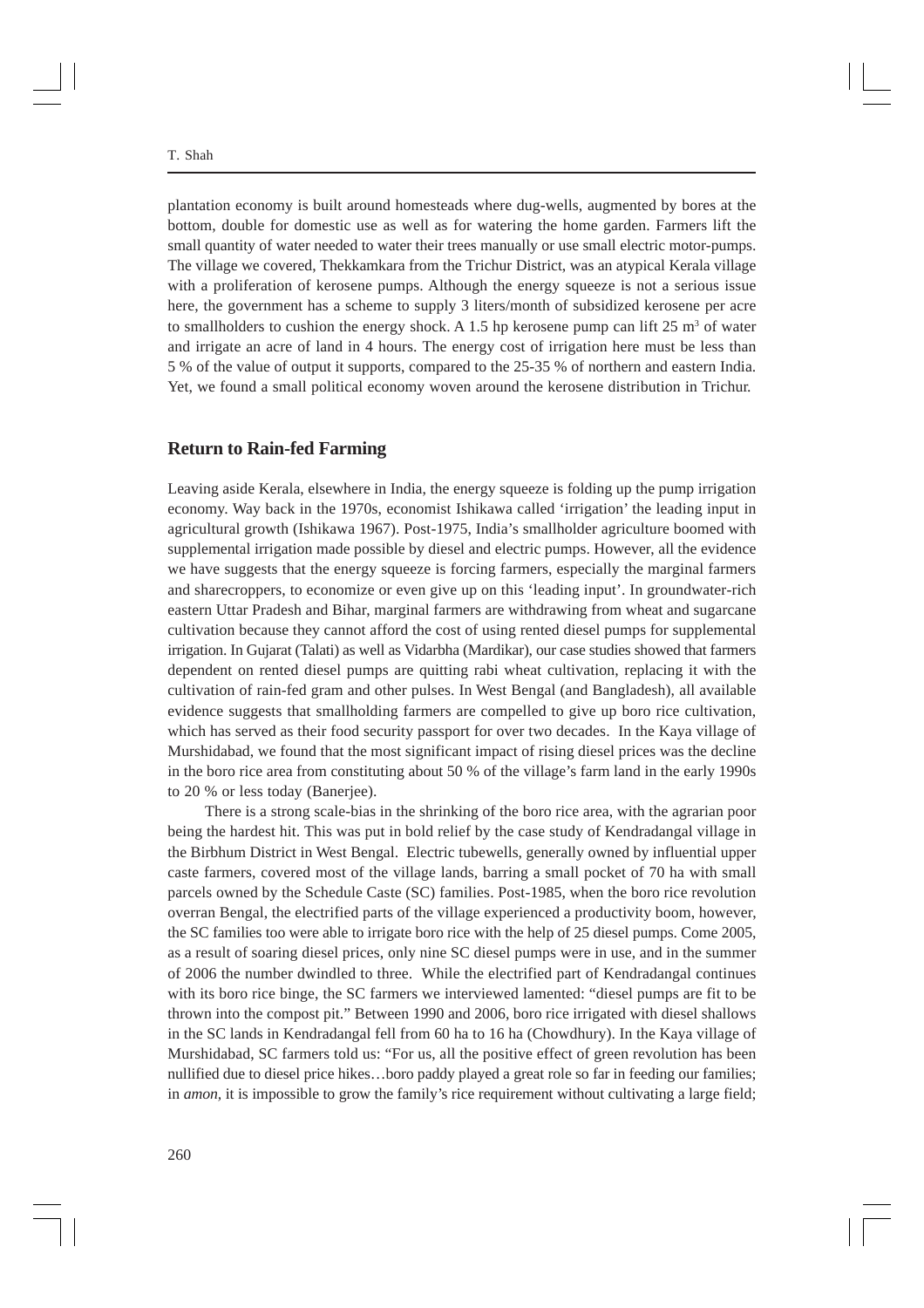plantation economy is built around homesteads where dug-wells, augmented by bores at the bottom, double for domestic use as well as for watering the home garden. Farmers lift the small quantity of water needed to water their trees manually or use small electric motor-pumps. The village we covered, Thekkamkara from the Trichur District, was an atypical Kerala village with a proliferation of kerosene pumps. Although the energy squeeze is not a serious issue here, the government has a scheme to supply 3 liters/month of subsidized kerosene per acre to smallholders to cushion the energy shock. A 1.5 hp kerosene pump can lift 25 $m^3$ of water and irrigate an acre of land in 4 hours. The energy cost of irrigation here must be less than 5 % of the value of output it supports, compared to the 25-35 % of northern and eastern India. Yet, we found a small political economy woven around the kerosene distribution in Trichur.

## Return to Rain-fed Farming

Leaving aside Kerala, elsewhere in India, the energy squeeze is folding up the pump irrigation economy. Way back in the 1970s, economist Ishikawa called 'irrigation' the leading input in agricultural growth (Ishikawa 1967). Post-1975, India's smallholder agriculture boomed with supplemental irrigation made possible by diesel and electric pumps. However, all the evidence we have suggests that the energy squeeze is forcing farmers, especially the marginal farmers and sharecroppers, to economize or even give up on this 'leading input'. In groundwater-rich eastern Uttar Pradesh and Bihar, marginal farmers are withdrawing from wheat and sugarcane cultivation because they cannot afford the cost of using rented diesel pumps for supplemental irrigation. In Gujarat (Talati) as well as Vidarbha (Mardikar), our case studies showed that farmers dependent on rented diesel pumps are quitting rabi wheat cultivation, replacing it with the cultivation of rain-fed gram and other pulses. In West Bengal (and Bangladesh), all available evidence suggests that smallholding farmers are compelled to give up boro rice cultivation, which has served as their food security passport for over two decades. In the Kaya village of Murshidabad, we found that the most significant impact of rising diesel prices was the decline in the boro rice area from constituting about 50 % of the village's farm land in the early 1990s to 20 % or less today (Banerjee).

There is a strong scale-bias in the shrinking of the boro rice area, with the agrarian poor being the hardest hit. This was put in bold relief by the case study of Kendradangal village in the Birbhum District in West Bengal. Electric tubewells, generally owned by influential upper caste farmers, covered most of the village lands, barring a small pocket of 70 ha with small parcels owned by the Schedule Caste (SC) families. Post-1985, when the boro rice revolution overran Bengal, the electrified parts of the village experienced a productivity boom, however, the SC families too were able to irrigate boro rice with the help of 25 diesel pumps. Come 2005, as a result of soaring diesel prices, only nine SC diesel pumps were in use, and in the summer of 2006 the number dwindled to three. While the electrified part of Kendradangal continues with its boro rice binge, the SC farmers we interviewed lamented: "diesel pumps are fit to be thrown into the compost pit." Between 1990 and 2006, boro rice irrigated with diesel shallows in the SC lands in Kendradangal fell from 60 ha to 16 ha (Chowdhury). In the Kaya village of Murshidabad, SC farmers told us: "For us, all the positive effect of green revolution has been nullified due to diesel price hikes…boro paddy played a great role so far in feeding our families; in *amon*, it is impossible to grow the family's rice requirement without cultivating a large field;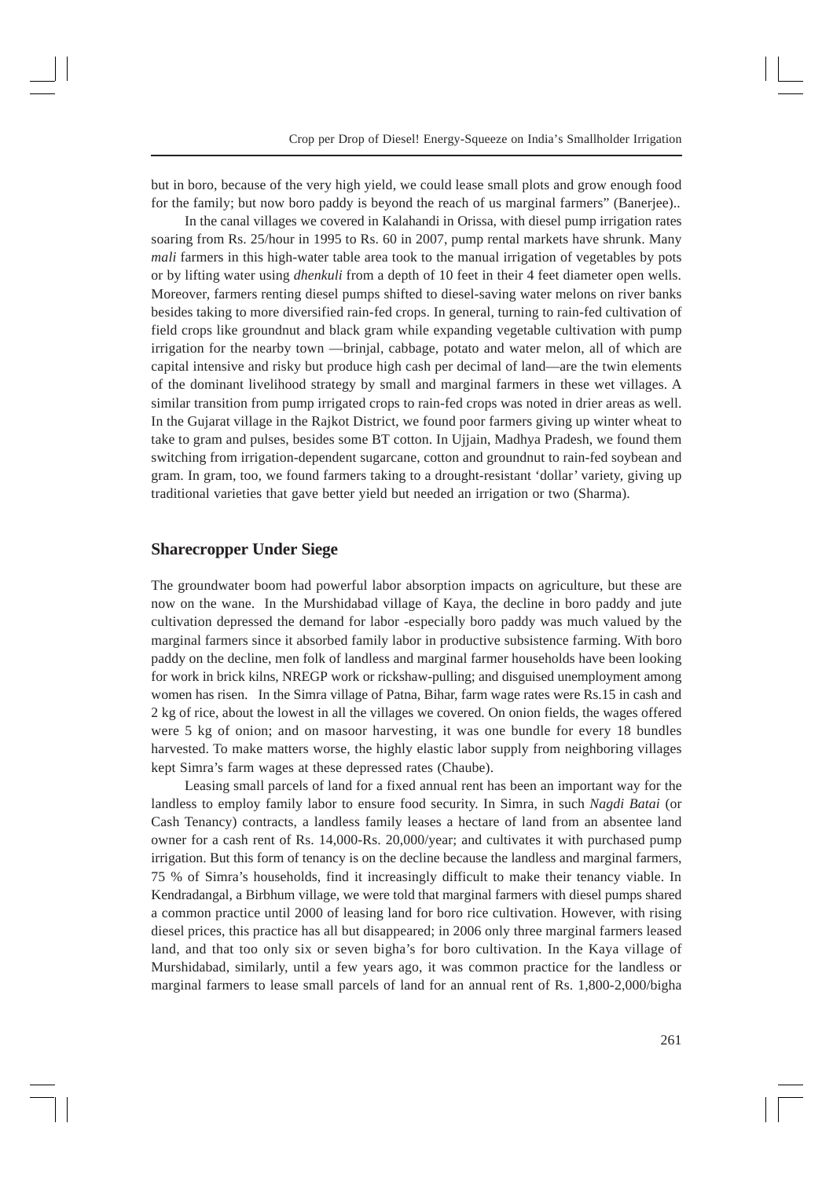but in boro, because of the very high yield, we could lease small plots and grow enough food for the family; but now boro paddy is beyond the reach of us marginal farmers" (Banerjee)..

In the canal villages we covered in Kalahandi in Orissa, with diesel pump irrigation rates soaring from Rs. 25/hour in 1995 to Rs. 60 in 2007, pump rental markets have shrunk. Many *mali* farmers in this high-water table area took to the manual irrigation of vegetables by pots or by lifting water using *dhenkuli* from a depth of 10 feet in their 4 feet diameter open wells. Moreover, farmers renting diesel pumps shifted to diesel-saving water melons on river banks besides taking to more diversified rain-fed crops. In general, turning to rain-fed cultivation of field crops like groundnut and black gram while expanding vegetable cultivation with pump irrigation for the nearby town —brinjal, cabbage, potato and water melon, all of which are capital intensive and risky but produce high cash per decimal of land—are the twin elements of the dominant livelihood strategy by small and marginal farmers in these wet villages. A similar transition from pump irrigated crops to rain-fed crops was noted in drier areas as well. In the Gujarat village in the Rajkot District, we found poor farmers giving up winter wheat to take to gram and pulses, besides some BT cotton. In Ujjain, Madhya Pradesh, we found them switching from irrigation-dependent sugarcane, cotton and groundnut to rain-fed soybean and gram. In gram, too, we found farmers taking to a drought-resistant 'dollar' variety, giving up traditional varieties that gave better yield but needed an irrigation or two (Sharma).

## Sharecropper Under Siege

The groundwater boom had powerful labor absorption impacts on agriculture, but these are now on the wane. In the Murshidabad village of Kaya, the decline in boro paddy and jute cultivation depressed the demand for labor -especially boro paddy was much valued by the marginal farmers since it absorbed family labor in productive subsistence farming. With boro paddy on the decline, men folk of landless and marginal farmer households have been looking for work in brick kilns, NREGP work or rickshaw-pulling; and disguised unemployment among women has risen. In the Simra village of Patna, Bihar, farm wage rates were Rs.15 in cash and 2 kg of rice, about the lowest in all the villages we covered. On onion fields, the wages offered were 5 kg of onion; and on masoor harvesting, it was one bundle for every 18 bundles harvested. To make matters worse, the highly elastic labor supply from neighboring villages kept Simra's farm wages at these depressed rates (Chaube).

Leasing small parcels of land for a fixed annual rent has been an important way for the landless to employ family labor to ensure food security. In Simra, in such *Nagdi Batai* (or Cash Tenancy) contracts, a landless family leases a hectare of land from an absentee land owner for a cash rent of Rs. 14,000-Rs. 20,000/year; and cultivates it with purchased pump irrigation. But this form of tenancy is on the decline because the landless and marginal farmers, 75 % of Simra's households, find it increasingly difficult to make their tenancy viable. In Kendradangal, a Birbhum village, we were told that marginal farmers with diesel pumps shared a common practice until 2000 of leasing land for boro rice cultivation. However, with rising diesel prices, this practice has all but disappeared; in 2006 only three marginal farmers leased land, and that too only six or seven bigha's for boro cultivation. In the Kaya village of Murshidabad, similarly, until a few years ago, it was common practice for the landless or marginal farmers to lease small parcels of land for an annual rent of Rs. 1,800-2,000/bigha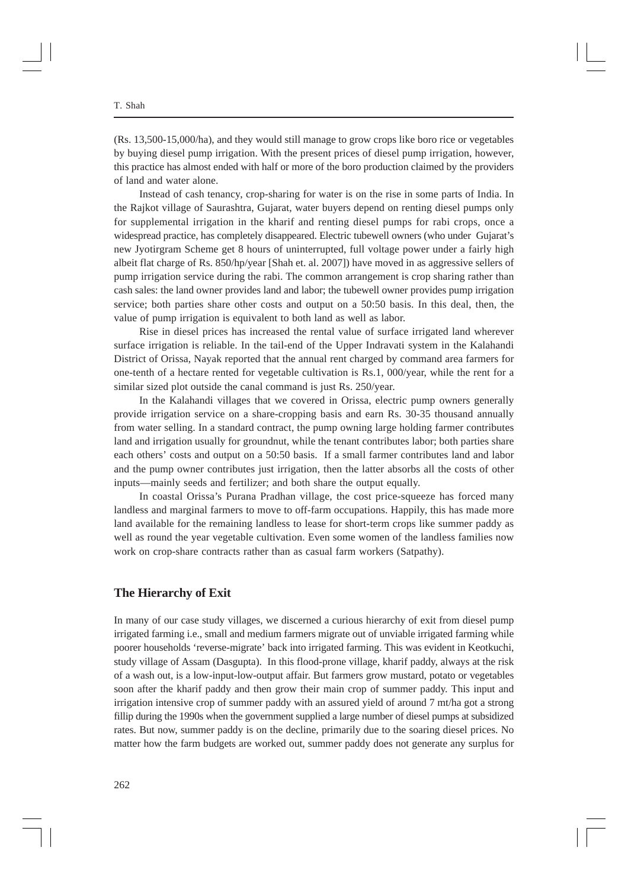(Rs. 13,500-15,000/ha), and they would still manage to grow crops like boro rice or vegetables by buying diesel pump irrigation. With the present prices of diesel pump irrigation, however, this practice has almost ended with half or more of the boro production claimed by the providers of land and water alone.

Instead of cash tenancy, crop-sharing for water is on the rise in some parts of India. In the Rajkot village of Saurashtra, Gujarat, water buyers depend on renting diesel pumps only for supplemental irrigation in the kharif and renting diesel pumps for rabi crops, once a widespread practice, has completely disappeared. Electric tubewell owners (who under Gujarat's new Jyotirgram Scheme get 8 hours of uninterrupted, full voltage power under a fairly high albeit flat charge of Rs. 850/hp/year [Shah et. al. 2007]) have moved in as aggressive sellers of pump irrigation service during the rabi. The common arrangement is crop sharing rather than cash sales: the land owner provides land and labor; the tubewell owner provides pump irrigation service; both parties share other costs and output on a 50:50 basis. In this deal, then, the value of pump irrigation is equivalent to both land as well as labor.

Rise in diesel prices has increased the rental value of surface irrigated land wherever surface irrigation is reliable. In the tail-end of the Upper Indravati system in the Kalahandi District of Orissa, Nayak reported that the annual rent charged by command area farmers for one-tenth of a hectare rented for vegetable cultivation is Rs.1, 000/year, while the rent for a similar sized plot outside the canal command is just Rs. 250/year.

In the Kalahandi villages that we covered in Orissa, electric pump owners generally provide irrigation service on a share-cropping basis and earn Rs. 30-35 thousand annually from water selling. In a standard contract, the pump owning large holding farmer contributes land and irrigation usually for groundnut, while the tenant contributes labor; both parties share each others' costs and output on a 50:50 basis. If a small farmer contributes land and labor and the pump owner contributes just irrigation, then the latter absorbs all the costs of other inputs—mainly seeds and fertilizer; and both share the output equally.

In coastal Orissa's Purana Pradhan village, the cost price-squeeze has forced many landless and marginal farmers to move to off-farm occupations. Happily, this has made more land available for the remaining landless to lease for short-term crops like summer paddy as well as round the year vegetable cultivation. Even some women of the landless families now work on crop-share contracts rather than as casual farm workers (Satpathy).

## The Hierarchy of Exit

In many of our case study villages, we discerned a curious hierarchy of exit from diesel pump irrigated farming i.e., small and medium farmers migrate out of unviable irrigated farming while poorer households 'reverse-migrate' back into irrigated farming. This was evident in Keotkuchi, study village of Assam (Dasgupta). In this flood-prone village, kharif paddy, always at the risk of a wash out, is a low-input-low-output affair. But farmers grow mustard, potato or vegetables soon after the kharif paddy and then grow their main crop of summer paddy. This input and irrigation intensive crop of summer paddy with an assured yield of around 7 mt/ha got a strong fillip during the 1990s when the government supplied a large number of diesel pumps at subsidized rates. But now, summer paddy is on the decline, primarily due to the soaring diesel prices. No matter how the farm budgets are worked out, summer paddy does not generate any surplus for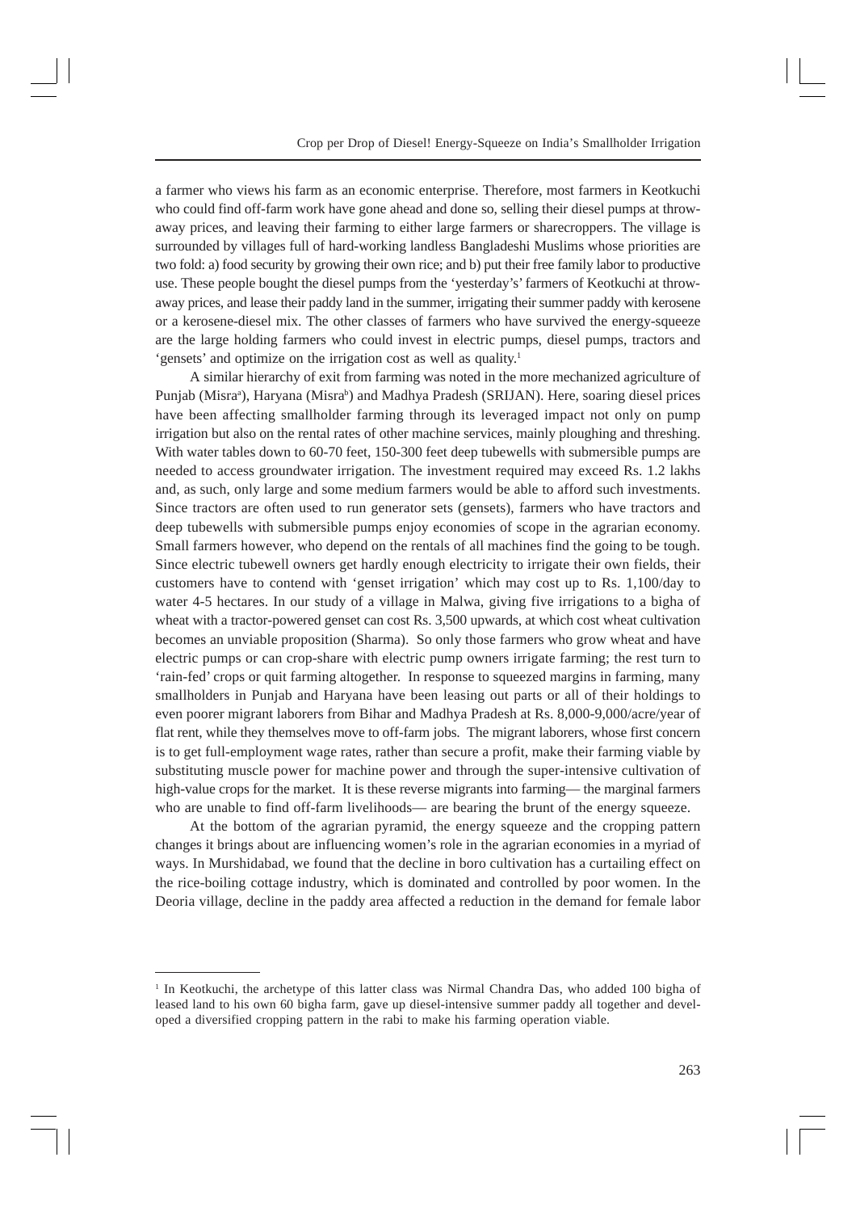a farmer who views his farm as an economic enterprise. Therefore, most farmers in Keotkuchi who could find off-farm work have gone ahead and done so, selling their diesel pumps at throw-away prices, and leaving their farming to either large farmers or sharecroppers. The village is surrounded by villages full of hard-working landless Bangladeshi Muslims whose priorities are two fold: a) food security by growing their own rice; and b) put their free family labor to productive use. These people bought the diesel pumps from the 'yesterday's' farmers of Keotkuchi at throw-away prices, and lease their paddy land in the summer, irrigating their summer paddy with kerosene or a kerosene-diesel mix. The other classes of farmers who have survived the energy-squeeze are the large holding farmers who could invest in electric pumps, diesel pumps, tractors and 'gensets' and optimize on the irrigation cost as well as quality.[1]

A similar hierarchy of exit from farming was noted in the more mechanized agriculture of Punjab (Misra[a]), Haryana (Misra[b]) and Madhya Pradesh (SRIJAN). Here, soaring diesel prices have been affecting smallholder farming through its leveraged impact not only on pump irrigation but also on the rental rates of other machine services, mainly ploughing and threshing. With water tables down to 60-70 feet, 150-300 feet deep tubewells with submersible pumps are needed to access groundwater irrigation. The investment required may exceed Rs. 1.2 lakhs and, as such, only large and some medium farmers would be able to afford such investments. Since tractors are often used to run generator sets (gensets), farmers who have tractors and deep tubewells with submersible pumps enjoy economies of scope in the agrarian economy. Small farmers however, who depend on the rentals of all machines find the going to be tough. Since electric tubewell owners get hardly enough electricity to irrigate their own fields, their customers have to contend with 'genset irrigation' which may cost up to Rs. 1,100/day to water 4-5 hectares. In our study of a village in Malwa, giving five irrigations to a bigha of wheat with a tractor-powered genset can cost Rs. 3,500 upwards, at which cost wheat cultivation becomes an unviable proposition (Sharma). So only those farmers who grow wheat and have electric pumps or can crop-share with electric pump owners irrigate farming; the rest turn to 'rain-fed' crops or quit farming altogether. In response to squeezed margins in farming, many smallholders in Punjab and Haryana have been leasing out parts or all of their holdings to even poorer migrant laborers from Bihar and Madhya Pradesh at Rs. 8,000-9,000/acre/year of flat rent, while they themselves move to off-farm jobs. The migrant laborers, whose first concern is to get full-employment wage rates, rather than secure a profit, make their farming viable by substituting muscle power for machine power and through the super-intensive cultivation of high-value crops for the market. It is these reverse migrants into farming— the marginal farmers who are unable to find off-farm livelihoods— are bearing the brunt of the energy squeeze.

At the bottom of the agrarian pyramid, the energy squeeze and the cropping pattern changes it brings about are influencing women's role in the agrarian economies in a myriad of ways. In Murshidabad, we found that the decline in boro cultivation has a curtailing effect on the rice-boiling cottage industry, which is dominated and controlled by poor women. In the Deoria village, decline in the paddy area affected a reduction in the demand for female labor

---

[1] In Keotkuchi, the archetype of this latter class was Nirmal Chandra Das, who added 100 bigha of leased land to his own 60 bigha farm, gave up diesel-intensive summer paddy all together and developed a diversified cropping pattern in the rabi to make his farming operation viable.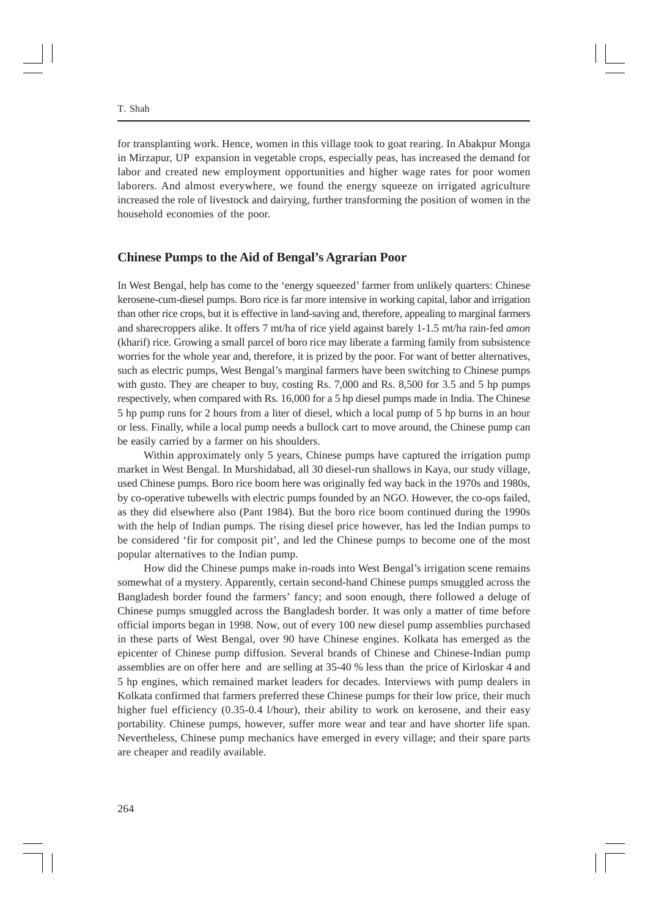for transplanting work. Hence, women in this village took to goat rearing. In Abakpur Monga in Mirzapur, UP expansion in vegetable crops, especially peas, has increased the demand for labor and created new employment opportunities and higher wage rates for poor women laborers. And almost everywhere, we found the energy squeeze on irrigated agriculture increased the role of livestock and dairying, further transforming the position of women in the household economies of the poor.

## Chinese Pumps to the Aid of Bengal's Agrarian Poor

In West Bengal, help has come to the 'energy squeezed' farmer from unlikely quarters: Chinese kerosene-cum-diesel pumps. Boro rice is far more intensive in working capital, labor and irrigation than other rice crops, but it is effective in land-saving and, therefore, appealing to marginal farmers and sharecroppers alike. It offers 7 mt/ha of rice yield against barely 1-1.5 mt/ha rain-fed *amon* (kharif) rice. Growing a small parcel of boro rice may liberate a farming family from subsistence worries for the whole year and, therefore, it is prized by the poor. For want of better alternatives, such as electric pumps, West Bengal's marginal farmers have been switching to Chinese pumps with gusto. They are cheaper to buy, costing Rs. 7,000 and Rs. 8,500 for 3.5 and 5 hp pumps respectively, when compared with Rs. 16,000 for a 5 hp diesel pumps made in India. The Chinese 5 hp pump runs for 2 hours from a liter of diesel, which a local pump of 5 hp burns in an hour or less. Finally, while a local pump needs a bullock cart to move around, the Chinese pump can be easily carried by a farmer on his shoulders.

Within approximately only 5 years, Chinese pumps have captured the irrigation pump market in West Bengal. In Murshidabad, all 30 diesel-run shallows in Kaya, our study village, used Chinese pumps. Boro rice boom here was originally fed way back in the 1970s and 1980s, by co-operative tubewells with electric pumps founded by an NGO. However, the co-ops failed, as they did elsewhere also (Pant 1984). But the boro rice boom continued during the 1990s with the help of Indian pumps. The rising diesel price however, has led the Indian pumps to be considered 'fir for composit pit', and led the Chinese pumps to become one of the most popular alternatives to the Indian pump.

How did the Chinese pumps make in-roads into West Bengal's irrigation scene remains somewhat of a mystery. Apparently, certain second-hand Chinese pumps smuggled across the Bangladesh border found the farmers' fancy; and soon enough, there followed a deluge of Chinese pumps smuggled across the Bangladesh border. It was only a matter of time before official imports began in 1998. Now, out of every 100 new diesel pump assemblies purchased in these parts of West Bengal, over 90 have Chinese engines. Kolkata has emerged as the epicenter of Chinese pump diffusion. Several brands of Chinese and Chinese-Indian pump assemblies are on offer here and are selling at 35-40 % less than the price of Kirloskar 4 and 5 hp engines, which remained market leaders for decades. Interviews with pump dealers in Kolkata confirmed that farmers preferred these Chinese pumps for their low price, their much higher fuel efficiency (0.35-0.4 l/hour), their ability to work on kerosene, and their easy portability. Chinese pumps, however, suffer more wear and tear and have shorter life span. Nevertheless, Chinese pump mechanics have emerged in every village; and their spare parts are cheaper and readily available.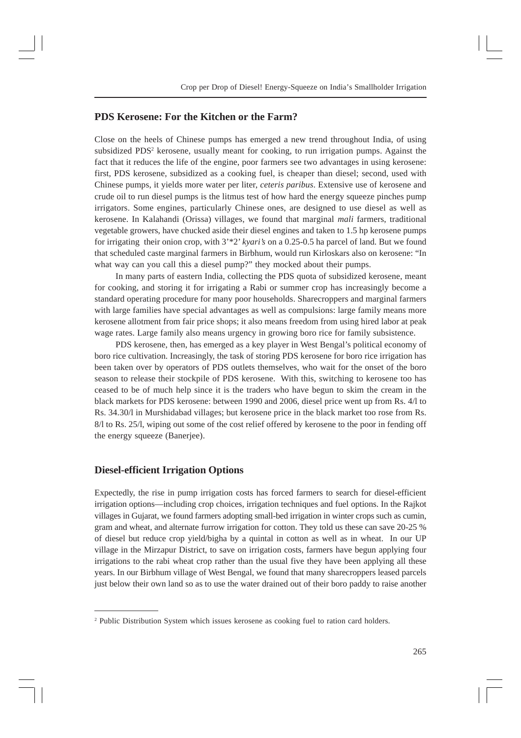## PDS Kerosene: For the Kitchen or the Farm?

Close on the heels of Chinese pumps has emerged a new trend throughout India, of using subsidized PDS[2] kerosene, usually meant for cooking, to run irrigation pumps. Against the fact that it reduces the life of the engine, poor farmers see two advantages in using kerosene: first, PDS kerosene, subsidized as a cooking fuel, is cheaper than diesel; second, used with Chinese pumps, it yields more water per liter, *ceteris paribus*. Extensive use of kerosene and crude oil to run diesel pumps is the litmus test of how hard the energy squeeze pinches pump irrigators. Some engines, particularly Chinese ones, are designed to use diesel as well as kerosene. In Kalahandi (Orissa) villages, we found that marginal *mali* farmers, traditional vegetable growers, have chucked aside their diesel engines and taken to 1.5 hp kerosene pumps for irrigating their onion crop, with 3'*2' *kyari's* on a 0.25-0.5 ha parcel of land. But we found that scheduled caste marginal farmers in Birbhum, would run Kirloskars also on kerosene: "In what way can you call this a diesel pump?" they mocked about their pumps.

In many parts of eastern India, collecting the PDS quota of subsidized kerosene, meant for cooking, and storing it for irrigating a Rabi or summer crop has increasingly become a standard operating procedure for many poor households. Sharecroppers and marginal farmers with large families have special advantages as well as compulsions: large family means more kerosene allotment from fair price shops; it also means freedom from using hired labor at peak wage rates. Large family also means urgency in growing boro rice for family subsistence.

PDS kerosene, then, has emerged as a key player in West Bengal's political economy of boro rice cultivation. Increasingly, the task of storing PDS kerosene for boro rice irrigation has been taken over by operators of PDS outlets themselves, who wait for the onset of the boro season to release their stockpile of PDS kerosene. With this, switching to kerosene too has ceased to be of much help since it is the traders who have begun to skim the cream in the black markets for PDS kerosene: between 1990 and 2006, diesel price went up from Rs. 4/l to Rs. 34.30/l in Murshidabad villages; but kerosene price in the black market too rose from Rs. 8/l to Rs. 25/l, wiping out some of the cost relief offered by kerosene to the poor in fending off the energy squeeze (Banerjee).

## Diesel-efficient Irrigation Options

Expectedly, the rise in pump irrigation costs has forced farmers to search for diesel-efficient irrigation options—including crop choices, irrigation techniques and fuel options. In the Rajkot villages in Gujarat, we found farmers adopting small-bed irrigation in winter crops such as cumin, gram and wheat, and alternate furrow irrigation for cotton. They told us these can save 20-25 % of diesel but reduce crop yield/bigha by a quintal in cotton as well as in wheat. In our UP village in the Mirzapur District, to save on irrigation costs, farmers have begun applying four irrigations to the rabi wheat crop rather than the usual five they have been applying all these years. In our Birbhum village of West Bengal, we found that many sharecroppers leased parcels just below their own land so as to use the water drained out of their boro paddy to raise another

---

[2] Public Distribution System which issues kerosene as cooking fuel to ration card holders.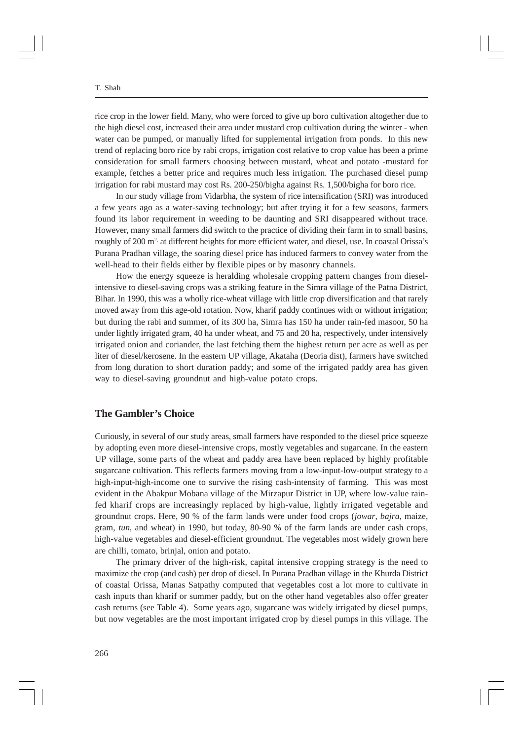rice crop in the lower field. Many, who were forced to give up boro cultivation altogether due to the high diesel cost, increased their area under mustard crop cultivation during the winter - when water can be pumped, or manually lifted for supplemental irrigation from ponds. In this new trend of replacing boro rice by rabi crops, irrigation cost relative to crop value has been a prime consideration for small farmers choosing between mustard, wheat and potato -mustard for example, fetches a better price and requires much less irrigation. The purchased diesel pump irrigation for rabi mustard may cost Rs. 200-250/bigha against Rs. 1,500/bigha for boro rice.

In our study village from Vidarbha, the system of rice intensification (SRI) was introduced a few years ago as a water-saving technology; but after trying it for a few seasons, farmers found its labor requirement in weeding to be daunting and SRI disappeared without trace. However, many small farmers did switch to the practice of dividing their farm in to small basins, roughly of 200 $m^2$, at different heights for more efficient water, and diesel, use. In coastal Orissa's Purana Pradhan village, the soaring diesel price has induced farmers to convey water from the well-head to their fields either by flexible pipes or by masonry channels.

How the energy squeeze is heralding wholesale cropping pattern changes from diesel-intensive to diesel-saving crops was a striking feature in the Simra village of the Patna District, Bihar. In 1990, this was a wholly rice-wheat village with little crop diversification and that rarely moved away from this age-old rotation. Now, kharif paddy continues with or without irrigation; but during the rabi and summer, of its 300 ha, Simra has 150 ha under rain-fed masoor, 50 ha under lightly irrigated gram, 40 ha under wheat, and 75 and 20 ha, respectively, under intensively irrigated onion and coriander, the last fetching them the highest return per acre as well as per liter of diesel/kerosene. In the eastern UP village, Akataha (Deoria dist), farmers have switched from long duration to short duration paddy; and some of the irrigated paddy area has given way to diesel-saving groundnut and high-value potato crops.

## The Gambler's Choice

Curiously, in several of our study areas, small farmers have responded to the diesel price squeeze by adopting even more diesel-intensive crops, mostly vegetables and sugarcane. In the eastern UP village, some parts of the wheat and paddy area have been replaced by highly profitable sugarcane cultivation. This reflects farmers moving from a low-input-low-output strategy to a high-input-high-income one to survive the rising cash-intensity of farming. This was most evident in the Abakpur Mobana village of the Mirzapur District in UP, where low-value rain-fed kharif crops are increasingly replaced by high-value, lightly irrigated vegetable and groundnut crops. Here, 90 % of the farm lands were under food crops (*jowar*, *bajra*, maize, gram, *tun*, and wheat) in 1990, but today, 80-90 % of the farm lands are under cash crops, high-value vegetables and diesel-efficient groundnut. The vegetables most widely grown here are chilli, tomato, brinjal, onion and potato.

The primary driver of the high-risk, capital intensive cropping strategy is the need to maximize the crop (and cash) per drop of diesel. In Purana Pradhan village in the Khurda District of coastal Orissa, Manas Satpathy computed that vegetables cost a lot more to cultivate in cash inputs than kharif or summer paddy, but on the other hand vegetables also offer greater cash returns (see Table 4). Some years ago, sugarcane was widely irrigated by diesel pumps, but now vegetables are the most important irrigated crop by diesel pumps in this village. The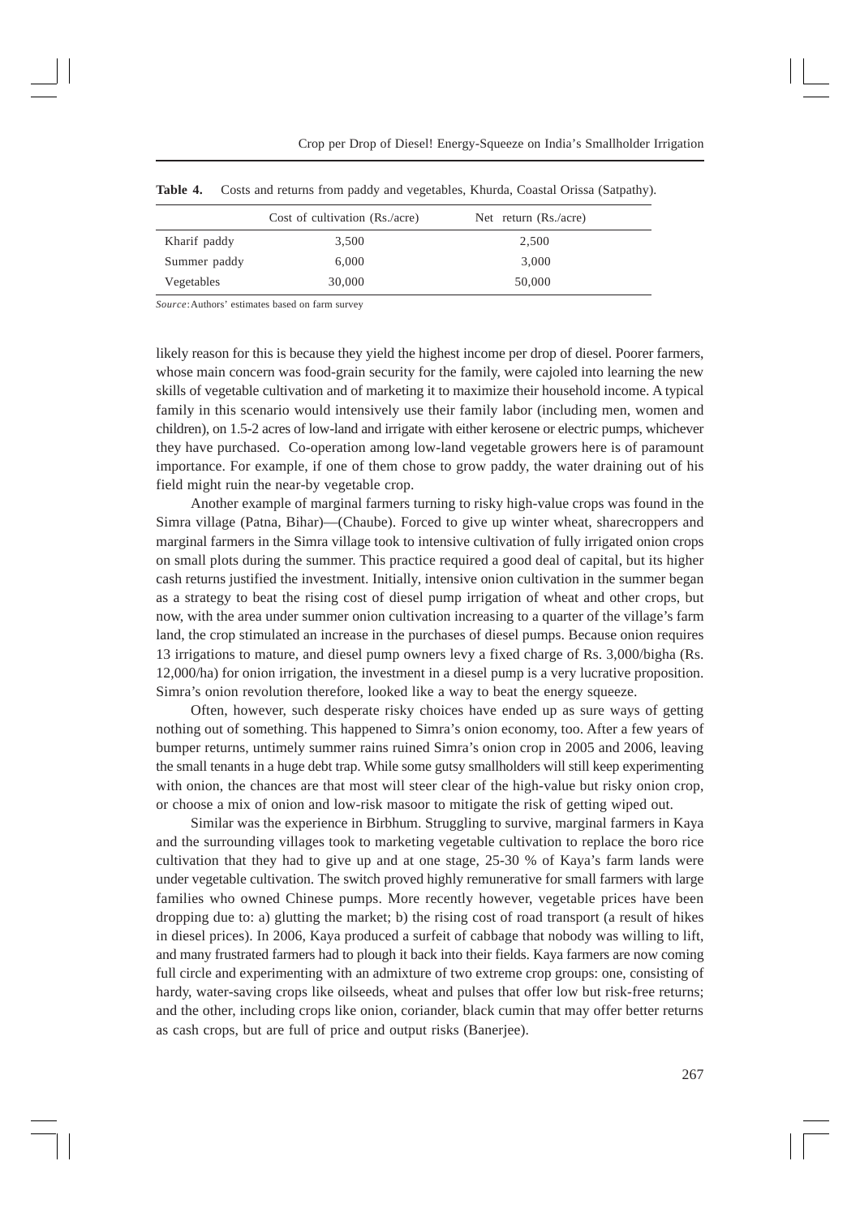**Table 4.** Costs and returns from paddy and vegetables, Khurda, Coastal Orissa (Satpathy).

| | Cost of cultivation (Rs./acre) | Net return (Rs./acre) |
|---|---|---|
| Kharif paddy | 3,500 | 2,500 |
| Summer paddy | 6,000 | 3,000 |
| Vegetables | 30,000 | 50,000 |

*Source*: Authors' estimates based on farm survey

likely reason for this is because they yield the highest income per drop of diesel. Poorer farmers, whose main concern was food-grain security for the family, were cajoled into learning the new skills of vegetable cultivation and of marketing it to maximize their household income. A typical family in this scenario would intensively use their family labor (including men, women and children), on 1.5-2 acres of low-land and irrigate with either kerosene or electric pumps, whichever they have purchased. Co-operation among low-land vegetable growers here is of paramount importance. For example, if one of them chose to grow paddy, the water draining out of his field might ruin the near-by vegetable crop.

Another example of marginal farmers turning to risky high-value crops was found in the Simra village (Patna, Bihar)—(Chaube). Forced to give up winter wheat, sharecroppers and marginal farmers in the Simra village took to intensive cultivation of fully irrigated onion crops on small plots during the summer. This practice required a good deal of capital, but its higher cash returns justified the investment. Initially, intensive onion cultivation in the summer began as a strategy to beat the rising cost of diesel pump irrigation of wheat and other crops, but now, with the area under summer onion cultivation increasing to a quarter of the village's farm land, the crop stimulated an increase in the purchases of diesel pumps. Because onion requires 13 irrigations to mature, and diesel pump owners levy a fixed charge of Rs. 3,000/bigha (Rs. 12,000/ha) for onion irrigation, the investment in a diesel pump is a very lucrative proposition. Simra's onion revolution therefore, looked like a way to beat the energy squeeze.

Often, however, such desperate risky choices have ended up as sure ways of getting nothing out of something. This happened to Simra's onion economy, too. After a few years of bumper returns, untimely summer rains ruined Simra's onion crop in 2005 and 2006, leaving the small tenants in a huge debt trap. While some gutsy smallholders will still keep experimenting with onion, the chances are that most will steer clear of the high-value but risky onion crop, or choose a mix of onion and low-risk masoor to mitigate the risk of getting wiped out.

Similar was the experience in Birbhum. Struggling to survive, marginal farmers in Kaya and the surrounding villages took to marketing vegetable cultivation to replace the boro rice cultivation that they had to give up and at one stage, 25-30 % of Kaya's farm lands were under vegetable cultivation. The switch proved highly remunerative for small farmers with large families who owned Chinese pumps. More recently however, vegetable prices have been dropping due to: a) glutting the market; b) the rising cost of road transport (a result of hikes in diesel prices). In 2006, Kaya produced a surfeit of cabbage that nobody was willing to lift, and many frustrated farmers had to plough it back into their fields. Kaya farmers are now coming full circle and experimenting with an admixture of two extreme crop groups: one, consisting of hardy, water-saving crops like oilseeds, wheat and pulses that offer low but risk-free returns; and the other, including crops like onion, coriander, black cumin that may offer better returns as cash crops, but are full of price and output risks (Banerjee).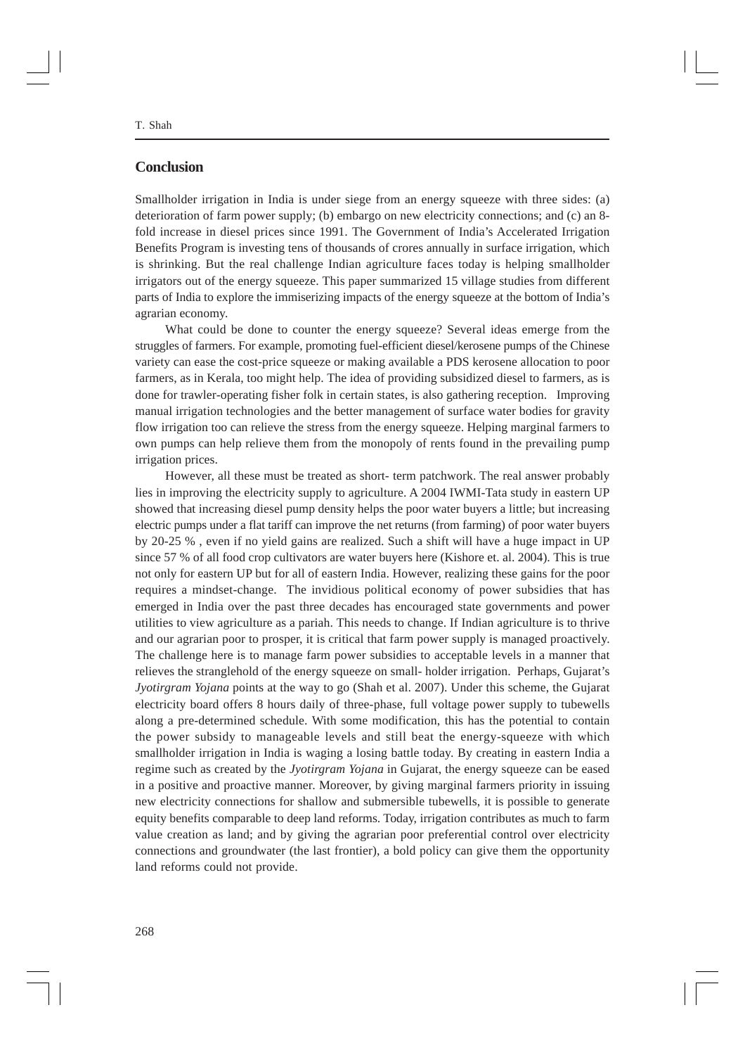## Conclusion

Smallholder irrigation in India is under siege from an energy squeeze with three sides: (a) deterioration of farm power supply; (b) embargo on new electricity connections; and (c) an 8-fold increase in diesel prices since 1991. The Government of India's Accelerated Irrigation Benefits Program is investing tens of thousands of crores annually in surface irrigation, which is shrinking. But the real challenge Indian agriculture faces today is helping smallholder irrigators out of the energy squeeze. This paper summarized 15 village studies from different parts of India to explore the immiserizing impacts of the energy squeeze at the bottom of India's agrarian economy.

What could be done to counter the energy squeeze? Several ideas emerge from the struggles of farmers. For example, promoting fuel-efficient diesel/kerosene pumps of the Chinese variety can ease the cost-price squeeze or making available a PDS kerosene allocation to poor farmers, as in Kerala, too might help. The idea of providing subsidized diesel to farmers, as is done for trawler-operating fisher folk in certain states, is also gathering reception. Improving manual irrigation technologies and the better management of surface water bodies for gravity flow irrigation too can relieve the stress from the energy squeeze. Helping marginal farmers to own pumps can help relieve them from the monopoly of rents found in the prevailing pump irrigation prices.

However, all these must be treated as short- term patchwork. The real answer probably lies in improving the electricity supply to agriculture. A 2004 IWMI-Tata study in eastern UP showed that increasing diesel pump density helps the poor water buyers a little; but increasing electric pumps under a flat tariff can improve the net returns (from farming) of poor water buyers by 20-25 % , even if no yield gains are realized. Such a shift will have a huge impact in UP since 57 % of all food crop cultivators are water buyers here (Kishore et. al. 2004). This is true not only for eastern UP but for all of eastern India. However, realizing these gains for the poor requires a mindset-change. The invidious political economy of power subsidies that has emerged in India over the past three decades has encouraged state governments and power utilities to view agriculture as a pariah. This needs to change. If Indian agriculture is to thrive and our agrarian poor to prosper, it is critical that farm power supply is managed proactively. The challenge here is to manage farm power subsidies to acceptable levels in a manner that relieves the stranglehold of the energy squeeze on small- holder irrigation. Perhaps, Gujarat's *Jyotirgram Yojana* points at the way to go (Shah et al. 2007). Under this scheme, the Gujarat electricity board offers 8 hours daily of three-phase, full voltage power supply to tubewells along a pre-determined schedule. With some modification, this has the potential to contain the power subsidy to manageable levels and still beat the energy-squeeze with which smallholder irrigation in India is waging a losing battle today. By creating in eastern India a regime such as created by the *Jyotirgram Yojana* in Gujarat, the energy squeeze can be eased in a positive and proactive manner. Moreover, by giving marginal farmers priority in issuing new electricity connections for shallow and submersible tubewells, it is possible to generate equity benefits comparable to deep land reforms. Today, irrigation contributes as much to farm value creation as land; and by giving the agrarian poor preferential control over electricity connections and groundwater (the last frontier), a bold policy can give them the opportunity land reforms could not provide.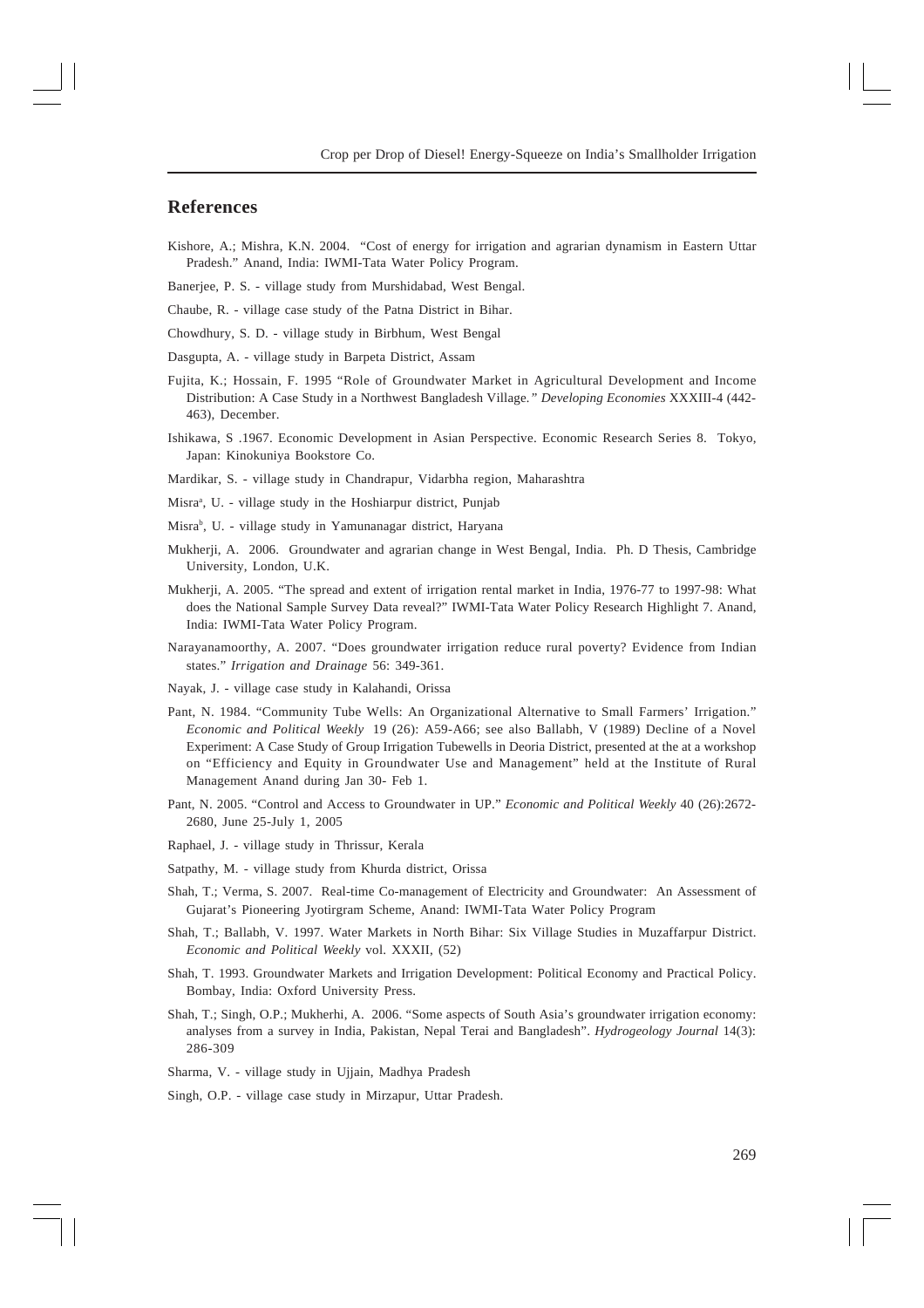## References

Kishore, A.; Mishra, K.N. 2004. "Cost of energy for irrigation and agrarian dynamism in Eastern Uttar Pradesh." Anand, India: IWMI-Tata Water Policy Program.

Banerjee, P. S. - village study from Murshidabad, West Bengal.

Chaube, R. - village case study of the Patna District in Bihar.

Chowdhury, S. D. - village study in Birbhum, West Bengal

Dasgupta, A. - village study in Barpeta District, Assam

Fujita, K.; Hossain, F. 1995 "Role of Groundwater Market in Agricultural Development and Income Distribution: A Case Study in a Northwest Bangladesh Village." *Developing Economies* XXXIII-4 (442-463), December.

Ishikawa, S .1967. Economic Development in Asian Perspective. Economic Research Series 8. Tokyo, Japan: Kinokuniya Bookstore Co.

Mardikar, S. - village study in Chandrapur, Vidarbha region, Maharashtra

Misra[a], U. - village study in the Hoshiarpur district, Punjab

Misra[b], U. - village study in Yamunanagar district, Haryana

Mukherji, A. 2006. Groundwater and agrarian change in West Bengal, India. Ph. D Thesis, Cambridge University, London, U.K.

Mukherji, A. 2005. "The spread and extent of irrigation rental market in India, 1976-77 to 1997-98: What does the National Sample Survey Data reveal?" IWMI-Tata Water Policy Research Highlight 7. Anand, India: IWMI-Tata Water Policy Program.

Narayanamoorthy, A. 2007. "Does groundwater irrigation reduce rural poverty? Evidence from Indian states." *Irrigation and Drainage* 56: 349-361.

Nayak, J. - village case study in Kalahandi, Orissa

Pant, N. 1984. "Community Tube Wells: An Organizational Alternative to Small Farmers' Irrigation." *Economic and Political Weekly* 19 (26): A59-A66; see also Ballabh, V (1989) Decline of a Novel Experiment: A Case Study of Group Irrigation Tubewells in Deoria District, presented at the at a workshop on "Efficiency and Equity in Groundwater Use and Management" held at the Institute of Rural Management Anand during Jan 30- Feb 1.

Pant, N. 2005. "Control and Access to Groundwater in UP." *Economic and Political Weekly* 40 (26):2672-2680, June 25-July 1, 2005

Raphael, J. - village study in Thrissur, Kerala

Satpathy, M. - village study from Khurda district, Orissa

Shah, T.; Verma, S. 2007. Real-time Co-management of Electricity and Groundwater: An Assessment of Gujarat's Pioneering Jyotirgram Scheme, Anand: IWMI-Tata Water Policy Program

Shah, T.; Ballabh, V. 1997. Water Markets in North Bihar: Six Village Studies in Muzaffarpur District. *Economic and Political Weekly* vol. XXXII, (52)

Shah, T. 1993. Groundwater Markets and Irrigation Development: Political Economy and Practical Policy. Bombay, India: Oxford University Press.

Shah, T.; Singh, O.P.; Mukherhi, A. 2006. "Some aspects of South Asia's groundwater irrigation economy: analyses from a survey in India, Pakistan, Nepal Terai and Bangladesh". *Hydrogeology Journal* 14(3): 286-309

Sharma, V. - village study in Ujjain, Madhya Pradesh

Singh, O.P. - village case study in Mirzapur, Uttar Pradesh.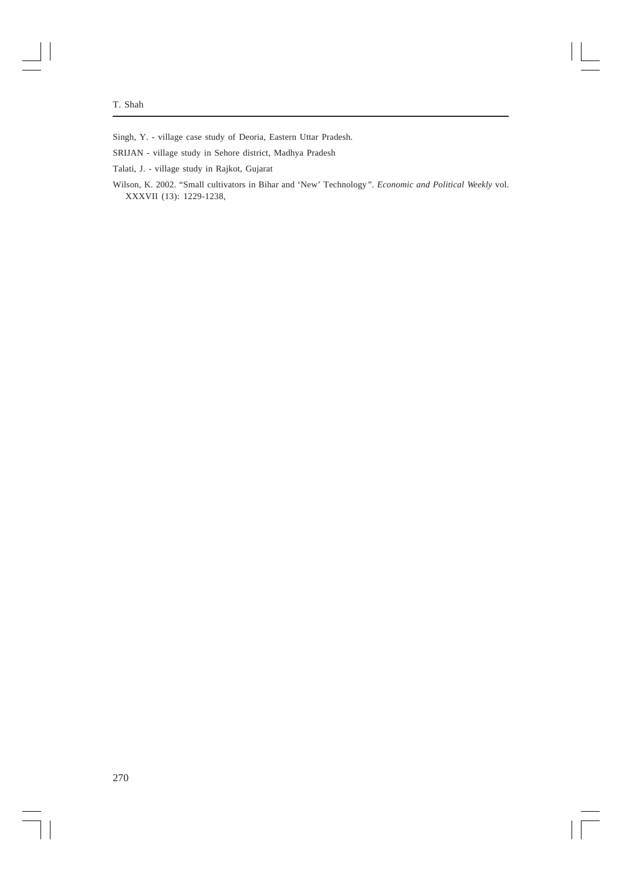Singh, Y. - village case study of Deoria, Eastern Uttar Pradesh.

SRIJAN - village study in Sehore district, Madhya Pradesh

Talati, J. - village study in Rajkot, Gujarat

Wilson, K. 2002. "Small cultivators in Bihar and 'New' Technology". *Economic and Political Weekly* vol. XXXVII (13): 1229-1238,